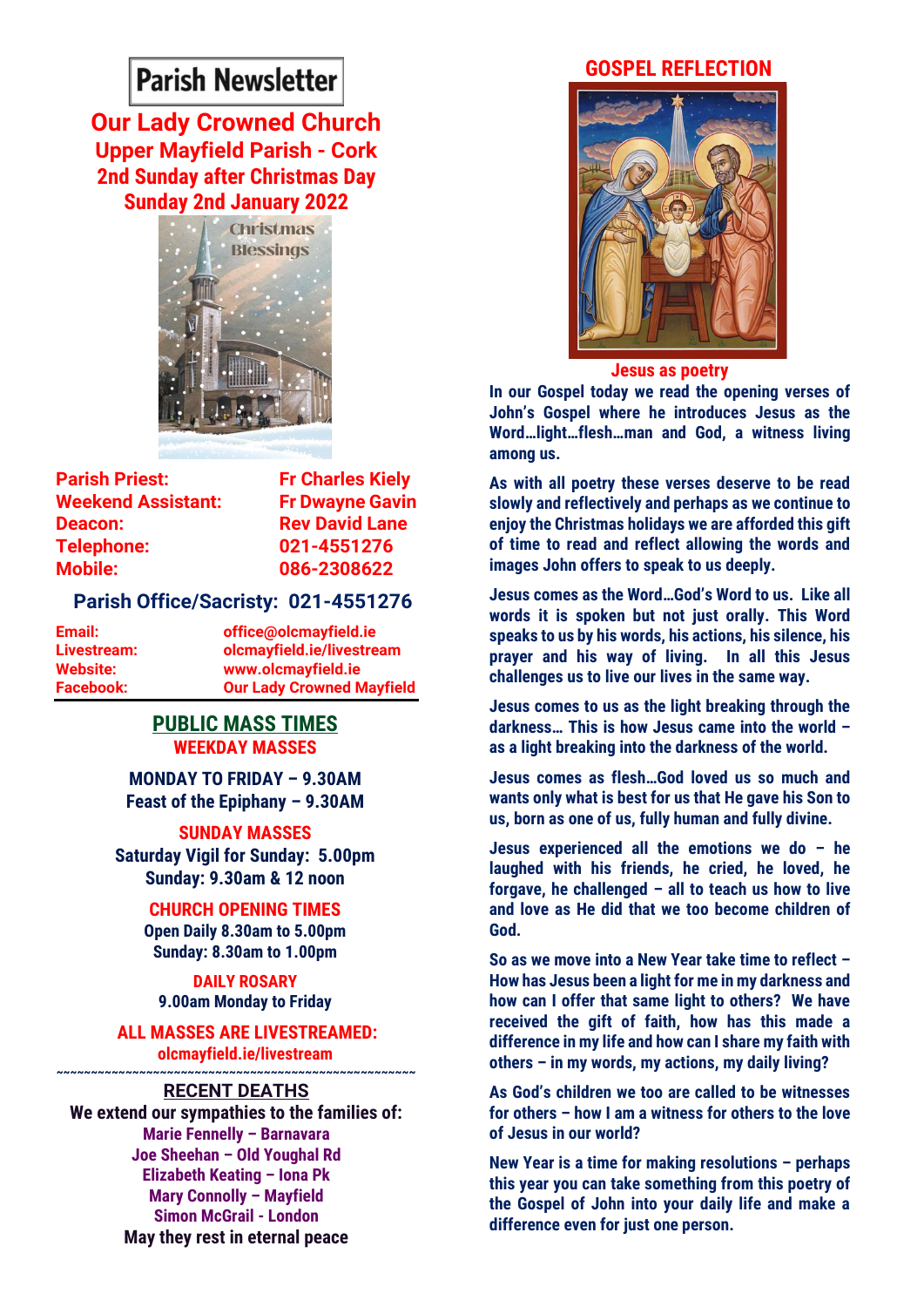# Parish Newsletter

## Our Lady Crowned Church
### Upper Mayfield Parish - Cork
### 2nd Sunday after Christmas Day
### Sunday 2nd January 2022

| | |
|---|---|
| **Parish Priest:** | **Fr Charles Kiely** |
| **Weekend Assistant:** | **Fr Dwayne Gavin** |
| **Deacon:** | **Rev David Lane** |
| **Telephone:** | **021-4551276** |
| **Mobile:** | **086-2308622** |

**Parish Office/Sacristy: 021-4551276**

| | |
|---|---|
| **Email:** | office@olcmayfield.ie |
| **Livestream:** | olcmayfield.ie/livestream |
| **Website:** | www.olcmayfield.ie |
| **Facebook:** | Our Lady Crowned Mayfield |

## PUBLIC MASS TIMES

### WEEKDAY MASSES

**MONDAY TO FRIDAY – 9.30AM**
**Feast of the Epiphany – 9.30AM**

### SUNDAY MASSES

**Saturday Vigil for Sunday: 5.00pm**
**Sunday: 9.30am & 12 noon**

### CHURCH OPENING TIMES

**Open Daily 8.30am to 5.00pm**
**Sunday: 8.30am to 1.00pm**

### DAILY ROSARY

**9.00am Monday to Friday**

### ALL MASSES ARE LIVESTREAMED:

**olcmayfield.ie/livestream**

~~~~~~~~~~~~~~~~~~~~~~~~~~~~~~~~~~~~~~~~~~~~~~~~~~~~~~

## RECENT DEATHS

**We extend our sympathies to the families of:**

Marie Fennelly – Barnavara
Joe Sheehan – Old Youghal Rd
Elizabeth Keating – Iona Pk
Mary Connolly – Mayfield
Simon McGrail - London

**May they rest in eternal peace**

## GOSPEL REFLECTION

### Jesus as poetry

In our Gospel today we read the opening verses of John's Gospel where he introduces Jesus as the Word…light…flesh…man and God, a witness living among us.

As with all poetry these verses deserve to be read slowly and reflectively and perhaps as we continue to enjoy the Christmas holidays we are afforded this gift of time to read and reflect allowing the words and images John offers to speak to us deeply.

Jesus comes as the Word…God's Word to us. Like all words it is spoken but not just orally. This Word speaks to us by his words, his actions, his silence, his prayer and his way of living. In all this Jesus challenges us to live our lives in the same way.

Jesus comes to us as the light breaking through the darkness… This is how Jesus came into the world – as a light breaking into the darkness of the world.

Jesus comes as flesh…God loved us so much and wants only what is best for us that He gave his Son to us, born as one of us, fully human and fully divine.

Jesus experienced all the emotions we do – he laughed with his friends, he cried, he loved, he forgave, he challenged – all to teach us how to live and love as He did that we too become children of God.

So as we move into a New Year take time to reflect – How has Jesus been a light for me in my darkness and how can I offer that same light to others? We have received the gift of faith, how has this made a difference in my life and how can I share my faith with others – in my words, my actions, my daily living?

As God's children we too are called to be witnesses for others – how I am a witness for others to the love of Jesus in our world?

New Year is a time for making resolutions – perhaps this year you can take something from this poetry of the Gospel of John into your daily life and make a difference even for just one person.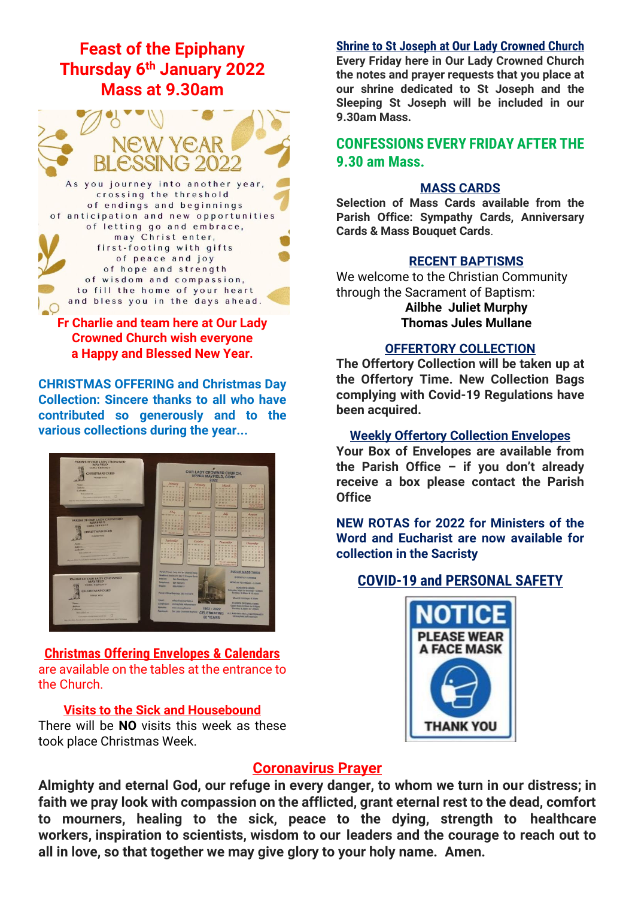# Feast of the Epiphany
# Thursday 6th January 2022
# Mass at 9.30am

NEW YEAR BLESSING 2022

As you journey into another year,
crossing the threshold
of endings and beginnings
of anticipation and new opportunities
of letting go and embrace,
may Christ enter,
first-footing with gifts
of peace and joy
of hope and strength
of wisdom and compassion,
to fill the home of your heart
and bless you in the days ahead.

**Fr Charlie and team here at Our Lady Crowned Church wish everyone a Happy and Blessed New Year.**

**CHRISTMAS OFFERING and Christmas Day Collection: Sincere thanks to all who have contributed so generously and to the various collections during the year...**

**Christmas Offering Envelopes & Calendars**
are available on the tables at the entrance to the Church.

**Visits to the Sick and Housebound**
There will be **NO** visits this week as these took place Christmas Week.

**Shrine to St Joseph at Our Lady Crowned Church**
**Every Friday here in Our Lady Crowned Church the notes and prayer requests that you place at our shrine dedicated to St Joseph and the Sleeping St Joseph will be included in our 9.30am Mass.**

**CONFESSIONS EVERY FRIDAY AFTER THE 9.30 am Mass.**

**MASS CARDS**
**Selection of Mass Cards available from the Parish Office: Sympathy Cards, Anniversary Cards & Mass Bouquet Cards**.

**RECENT BAPTISMS**
We welcome to the Christian Community through the Sacrament of Baptism:
**Ailbhe Juliet Murphy**
**Thomas Jules Mullane**

**OFFERTORY COLLECTION**
**The Offertory Collection will be taken up at the Offertory Time. New Collection Bags complying with Covid-19 Regulations have been acquired.**

**Weekly Offertory Collection Envelopes**
**Your Box of Envelopes are available from the Parish Office – if you don't already receive a box please contact the Parish Office**

**NEW ROTAS for 2022 for Ministers of the Word and Eucharist are now available for collection in the Sacristy**

**COVID-19 and PERSONAL SAFETY**

NOTICE
PLEASE WEAR A FACE MASK
THANK YOU

**Coronavirus Prayer**
**Almighty and eternal God, our refuge in every danger, to whom we turn in our distress; in faith we pray look with compassion on the afflicted, grant eternal rest to the dead, comfort to mourners, healing to the sick, peace to the dying, strength to healthcare workers, inspiration to scientists, wisdom to our leaders and the courage to reach out to all in love, so that together we may give glory to your holy name. Amen.**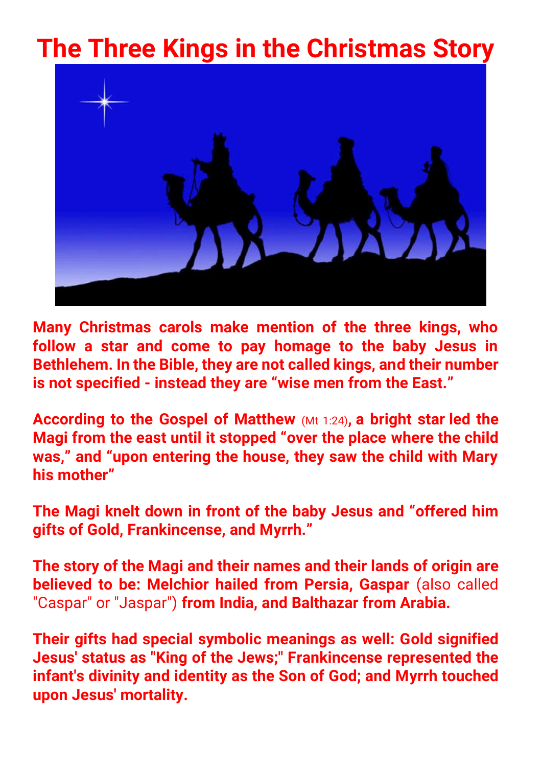# The Three Kings in the Christmas Story

**Many Christmas carols make mention of the three kings, who follow a star and come to pay homage to the baby Jesus in Bethlehem. In the Bible, they are not called kings, and their number is not specified - instead they are "wise men from the East."**

**According to the Gospel of Matthew** (Mt 1:24)**, a bright star led the Magi from the east until it stopped "over the place where the child was," and "upon entering the house, they saw the child with Mary his mother"**

**The Magi knelt down in front of the baby Jesus and "offered him gifts of Gold, Frankincense, and Myrrh."**

**The story of the Magi and their names and their lands of origin are believed to be: Melchior hailed from Persia, Gaspar** (also called "Caspar" or "Jaspar") **from India, and Balthazar from Arabia.**

**Their gifts had special symbolic meanings as well: Gold signified Jesus' status as "King of the Jews;" Frankincense represented the infant's divinity and identity as the Son of God; and Myrrh touched upon Jesus' mortality.**